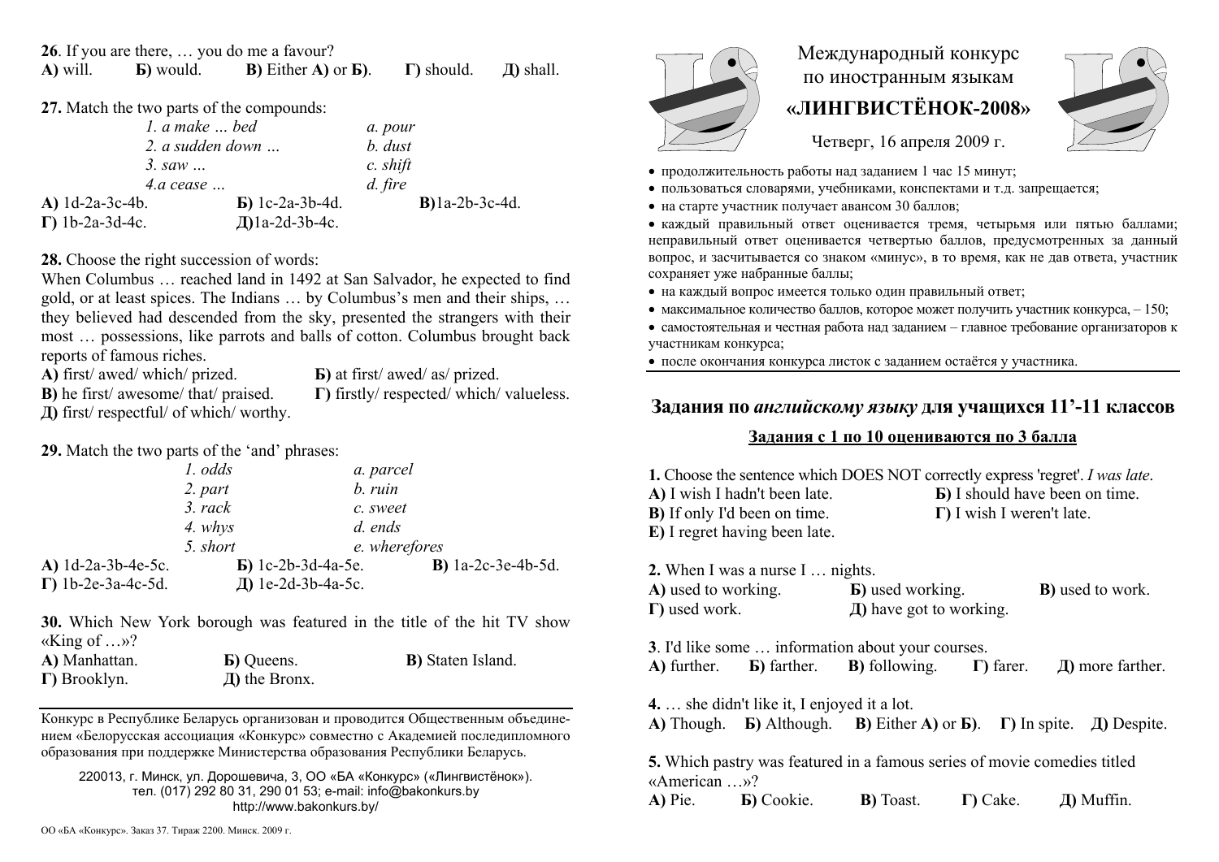# Международный конкурс по иностранным языкам «ЛИНГВИСТЁНОК-2008»

Четверг, 16 апреля 2009 г.

- продолжительность работы над заданием 1 час 15 минут;
- пользоваться словарями, учебниками, конспектами и т.д. запрещается;
- на старте участник получает авансом 30 баллов;
- каждый правильный ответ оценивается тремя, четырьмя или пятью баллами; неправильный ответ оценивается четвертью баллов, предусмотренных за данный вопрос, и засчитывается со знаком «минус», в то время, как не дав ответа, участник сохраняет уже набранные баллы;
- на каждый вопрос имеется только один правильный ответ;
- максимальное количество баллов, которое может получить участник конкурса, – 150;
- самостоятельная и честная работа над заданием – главное требование организаторов к участникам конкурса;
- после окончания конкурса листок с заданием остаётся у участника.

## Задания по *английскому языку* для учащихся 11'-11 классов

### Задания с 1 по 10 оцениваются по 3 балла

**1.** Choose the sentence which DOES NOT correctly express 'regret'. *I was late*.
**А)** I wish I hadn't been late. **Б)** I should have been on time.
**В)** If only I'd been on time. **Г)** I wish I weren't late.
**Е)** I regret having been late.

**2.** When I was a nurse I … nights.
**А)** used to working. **Б)** used working. **В)** used to work.
**Г)** used work. **Д)** have got to working.

**3**. I'd like some … information about your courses.
**А)** further. **Б)** farther. **В)** following. **Г)** farer. **Д)** more farther.

**4.** … she didn't like it, I enjoyed it a lot.
**А)** Though. **Б)** Although. **В)** Either **А)** or **Б)**. **Г)** In spite. **Д)** Despite.

**5.** Which pastry was featured in a famous series of movie comedies titled «American …»?
**А)** Pie. **Б)** Cookie. **В)** Toast. **Г)** Cake. **Д)** Muffin.

**26**. If you are there, … you do me a favour?
**А)** will. **Б)** would. **В)** Either **А)** or **Б)**. **Г)** should. **Д)** shall.

**27.** Match the two parts of the compounds:

| | |
|---|---|
| *1. a make … bed* | *a. pour* |
| *2. a sudden down …* | *b. dust* |
| *3. saw …* | *c. shift* |
| *4.a cease …* | *d. fire* |

**А)** 1d-2a-3c-4b. **Б)** 1c-2a-3b-4d. **В)** 1a-2b-3c-4d.
**Г)** 1b-2a-3d-4c. **Д)** 1a-2d-3b-4c.

**28.** Choose the right succession of words:
When Columbus … reached land in 1492 at San Salvador, he expected to find gold, or at least spices. The Indians … by Columbus's men and their ships, … they believed had descended from the sky, presented the strangers with their most … possessions, like parrots and balls of cotton. Columbus brought back reports of famous riches.
**А)** first/ awed/ which/ prized. **Б)** at first/ awed/ as/ prized.
**В)** he first/ awesome/ that/ praised. **Г)** firstly/ respected/ which/ valueless.
**Д)** first/ respectful/ of which/ worthy.

**29.** Match the two parts of the 'and' phrases:

| | |
|---|---|
| *1. odds* | *a. parcel* |
| *2. part* | *b. ruin* |
| *3. rack* | *c. sweet* |
| *4. whys* | *d. ends* |
| *5. short* | *e. wherefores* |

**А)** 1d-2a-3b-4e-5c. **Б)** 1c-2b-3d-4a-5e. **В)** 1a-2c-3e-4b-5d.
**Г)** 1b-2e-3a-4c-5d. **Д)** 1e-2d-3b-4a-5c.

**30.** Which New York borough was featured in the title of the hit TV show «King of …»?
**А)** Manhattan. **Б)** Queens. **В)** Staten Island.
**Г)** Brooklyn. **Д)** the Bronx.

Конкурс в Республике Беларусь организован и проводится Общественным объединением «Белорусская ассоциация «Конкурс» совместно с Академией последипломного образования при поддержке Министерства образования Республики Беларусь.

220013, г. Минск, ул. Дорошевича, 3, ОО «БА «Конкурс» («Лингвистёнок»). тел. (017) 292 80 31, 290 01 53; e-mail: info@bakonkurs.by http://www.bakonkurs.by/

ОО «БА «Конкурс». Заказ 37. Тираж 2200. Минск. 2009 г.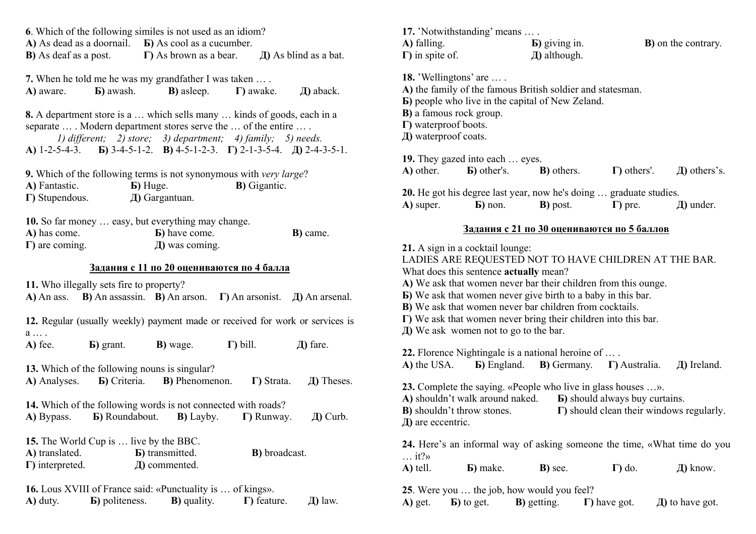**6**. Which of the following similes is not used as an idiom?
**А)** As dead as a doornail. **Б)** As cool as a cucumber.
**В)** As deaf as a post. **Г)** As brown as a bear. **Д)** As blind as a bat.

**7.** When he told me he was my grandfather I was taken … .
**А)** aware. **Б)** awash. **В)** asleep. **Г)** awake. **Д)** aback.

**8.** A department store is a … which sells many … kinds of goods, each in a separate … . Modern department stores serve the … of the entire … .
*1) different; 2) store; 3) department; 4) family; 5) needs.*
**А)** 1-2-5-4-3. **Б)** 3-4-5-1-2. **В)** 4-5-1-2-3. **Г)** 2-1-3-5-4. **Д)** 2-4-3-5-1.

**9.** Which of the following terms is not synonymous with *very large*?
**А)** Fantastic. **Б)** Huge. **В)** Gigantic.
**Г)** Stupendous. **Д)** Gargantuan.

**10.** So far money … easy, but everything may change.
**А)** has come. **Б)** have come. **В)** came.
**Г)** are coming. **Д)** was coming.

**Задания с 11 по 20 оцениваются по 4 балла**

**11.** Who illegally sets fire to property?
**А)** An ass. **В)** An assassin. **В)** An arson. **Г)** An arsonist. **Д)** An arsenal.

**12.** Regular (usually weekly) payment made or received for work or services is a … .
**А)** fee. **Б)** grant. **В)** wage. **Г)** bill. **Д)** fare.

**13.** Which of the following nouns is singular?
**А)** Analyses. **Б)** Criteria. **В)** Phenomenon. **Г)** Strata. **Д)** Theses.

**14.** Which of the following words is not connected with roads?
**А)** Bypass. **Б)** Roundabout. **В)** Layby. **Г)** Runway. **Д)** Curb.

**15.** The World Cup is … live by the BBC.
**А)** translated. **Б)** transmitted. **В)** broadcast.
**Г)** interpreted. **Д)** commented.

**16.** Lous XVIII of France said: «Punctuality is … of kings».
**А)** duty. **Б)** politeness. **В)** quality. **Г)** feature. **Д)** law.

**17.** 'Notwithstanding' means … .
**А)** falling. **Б)** giving in. **В)** on the contrary.
**Г)** in spite of. **Д)** although.

**18.** 'Wellingtons' are … .
**А)** the family of the famous British soldier and statesman.
**Б)** people who live in the capital of New Zeland.
**В)** a famous rock group.
**Г)** waterproof boots.
**Д)** waterproof coats.

**19.** They gazed into each … eyes.
**А)** other. **Б)** other's. **В)** others. **Г)** others'. **Д)** others's.

**20.** He got his degree last year, now he's doing … graduate studies.
**А)** super. **Б)** non. **В)** post. **Г)** pre. **Д)** under.

**Задания с 21 по 30 оцениваются по 5 баллов**

**21.** A sign in a cocktail lounge:
LADIES ARE REQUESTED NOT TO HAVE CHILDREN AT THE BAR.
What does this sentence **actually** mean?
**А)** We ask that women never bar their children from this ounge.
**Б)** We ask that women never give birth to a baby in this bar.
**В)** We ask that women never bar children from cocktails.
**Г)** We ask that women never bring their children into this bar.
**Д)** We ask women not to go to the bar.

**22.** Florence Nightingale is a national heroine of … .
**А)** the USA. **Б)** England. **В)** Germany. **Г)** Australia. **Д)** Ireland.

**23.** Complete the saying. «People who live in glass houses …».
**А)** shouldn't walk around naked. **Б)** should always buy curtains.
**В)** shouldn't throw stones. **Г)** should clean their windows regularly.
**Д)** are eccentric.

**24.** Here's an informal way of asking someone the time, «What time do you … it?»
**А)** tell. **Б)** make. **В)** see. **Г)** do. **Д)** know.

**25**. Were you … the job, how would you feel?
**А)** get. **Б)** to get. **В)** getting. **Г)** have got. **Д)** to have got.